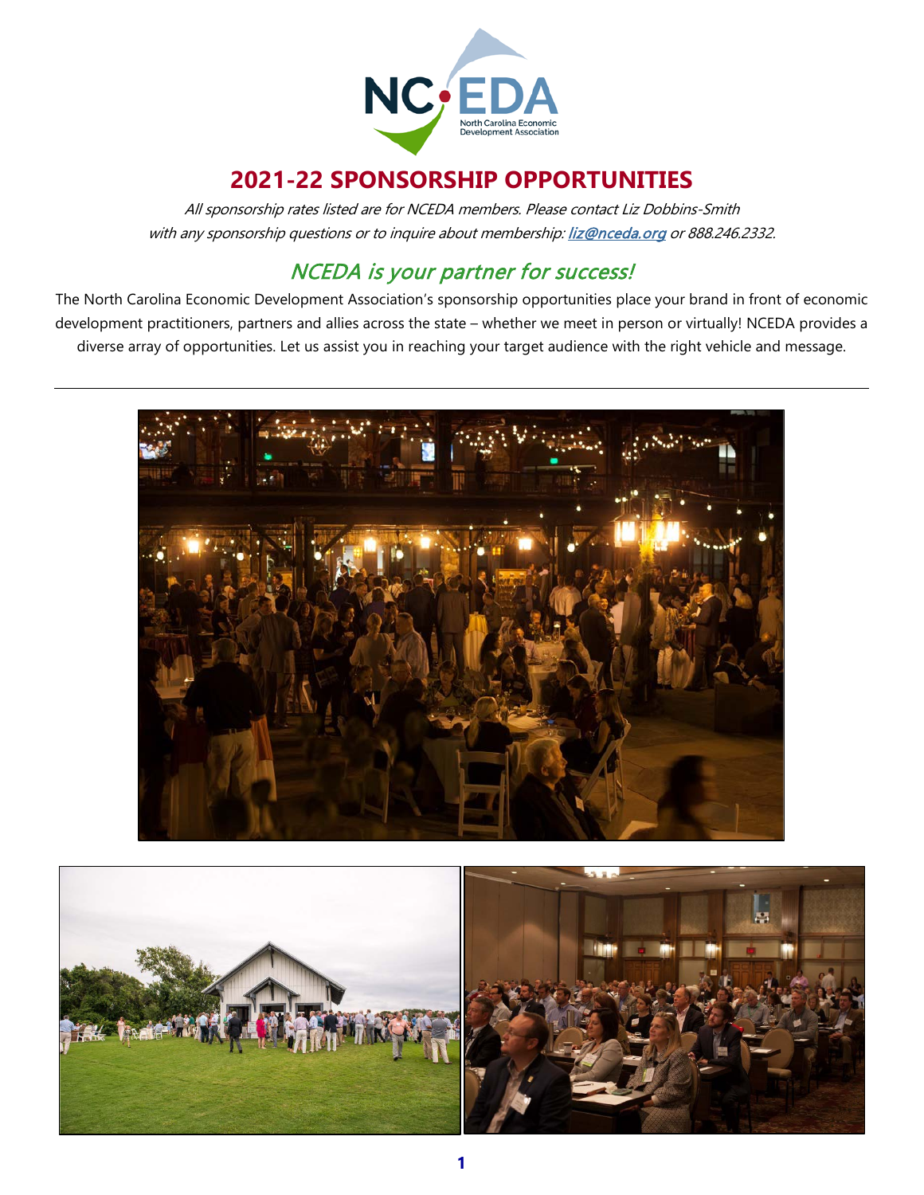# 2021-22 SPONSORSHIP OPPORTUNITIES

*All sponsorship rates listed are for NCEDA members. Please contact Liz Dobbins-Smith with any sponsorship questions or to inquire about membership: [liz@nceda.org](mailto:liz@nceda.org) or 888.246.2332.*

## *NCEDA is your partner for success!*

The North Carolina Economic Development Association's sponsorship opportunities place your brand in front of economic development practitioners, partners and allies across the state – whether we meet in person or virtually! NCEDA provides a diverse array of opportunities. Let us assist you in reaching your target audience with the right vehicle and message.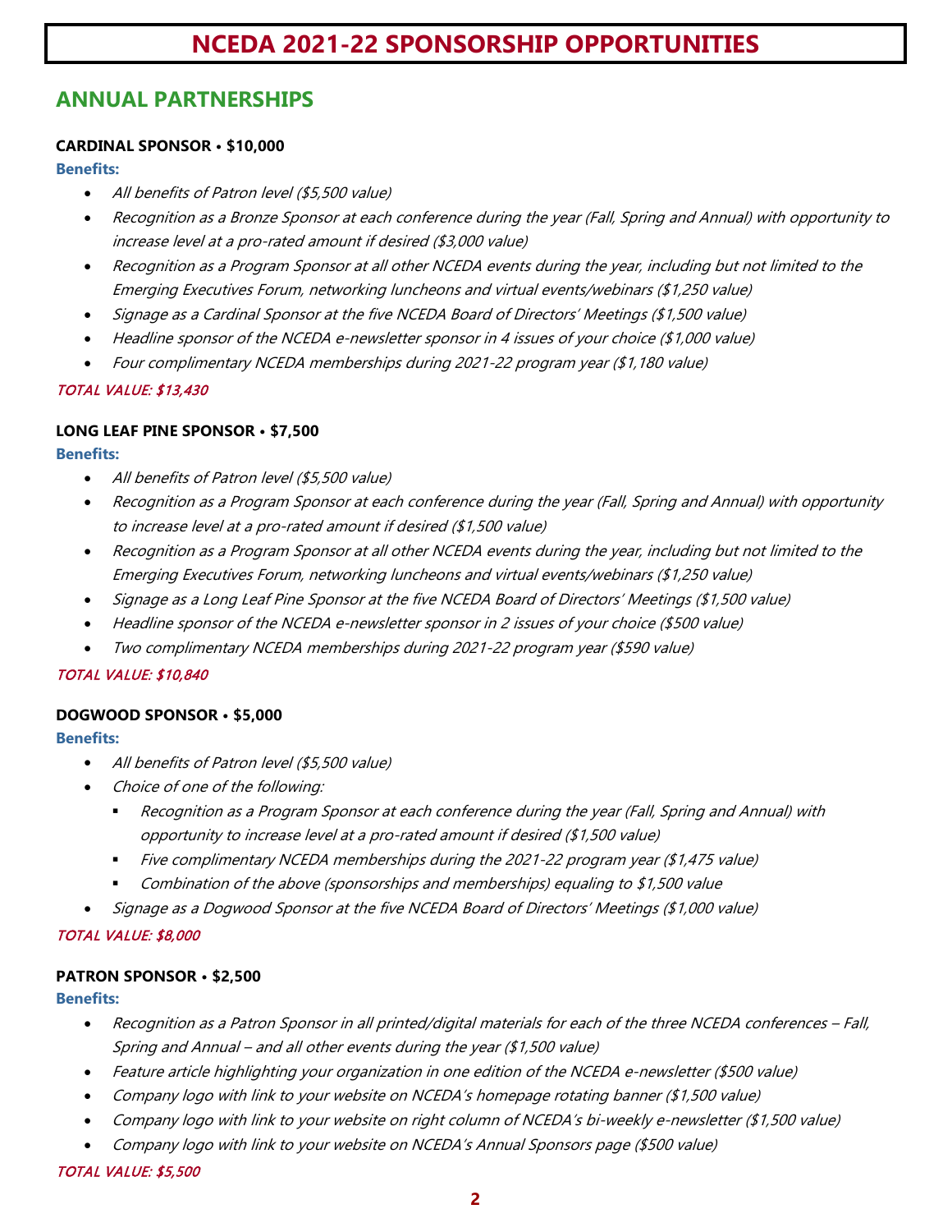# NCEDA 2021-22 SPONSORSHIP OPPORTUNITIES

## ANNUAL PARTNERSHIPS

**CARDINAL SPONSOR • $10,000**

**Benefits:**

- *All benefits of Patron level ($5,500 value)*
- *Recognition as a Bronze Sponsor at each conference during the year (Fall, Spring and Annual) with opportunity to increase level at a pro-rated amount if desired ($3,000 value)*
- *Recognition as a Program Sponsor at all other NCEDA events during the year, including but not limited to the Emerging Executives Forum, networking luncheons and virtual events/webinars ($1,250 value)*
- *Signage as a Cardinal Sponsor at the five NCEDA Board of Directors' Meetings ($1,500 value)*
- *Headline sponsor of the NCEDA e-newsletter sponsor in 4 issues of your choice ($1,000 value)*
- *Four complimentary NCEDA memberships during 2021-22 program year ($1,180 value)*

***TOTAL VALUE: $13,430***

**LONG LEAF PINE SPONSOR • $7,500**

**Benefits:**

- *All benefits of Patron level ($5,500 value)*
- *Recognition as a Program Sponsor at each conference during the year (Fall, Spring and Annual) with opportunity to increase level at a pro-rated amount if desired ($1,500 value)*
- *Recognition as a Program Sponsor at all other NCEDA events during the year, including but not limited to the Emerging Executives Forum, networking luncheons and virtual events/webinars ($1,250 value)*
- *Signage as a Long Leaf Pine Sponsor at the five NCEDA Board of Directors' Meetings ($1,500 value)*
- *Headline sponsor of the NCEDA e-newsletter sponsor in 2 issues of your choice ($500 value)*
- *Two complimentary NCEDA memberships during 2021-22 program year ($590 value)*

***TOTAL VALUE: $10,840***

**DOGWOOD SPONSOR • $5,000**

**Benefits:**

- *All benefits of Patron level ($5,500 value)*
- *Choice of one of the following:*
  - *Recognition as a Program Sponsor at each conference during the year (Fall, Spring and Annual) with opportunity to increase level at a pro-rated amount if desired ($1,500 value)*
  - *Five complimentary NCEDA memberships during the 2021-22 program year ($1,475 value)*
  - *Combination of the above (sponsorships and memberships) equaling to $1,500 value*
- *Signage as a Dogwood Sponsor at the five NCEDA Board of Directors' Meetings ($1,000 value)*

***TOTAL VALUE: $8,000***

**PATRON SPONSOR • $2,500**

**Benefits:**

- *Recognition as a Patron Sponsor in all printed/digital materials for each of the three NCEDA conferences – Fall, Spring and Annual – and all other events during the year ($1,500 value)*
- *Feature article highlighting your organization in one edition of the NCEDA e-newsletter ($500 value)*
- *Company logo with link to your website on NCEDA's homepage rotating banner ($1,500 value)*
- *Company logo with link to your website on right column of NCEDA's bi-weekly e-newsletter ($1,500 value)*
- *Company logo with link to your website on NCEDA's Annual Sponsors page ($500 value)*

***TOTAL VALUE: $5,500***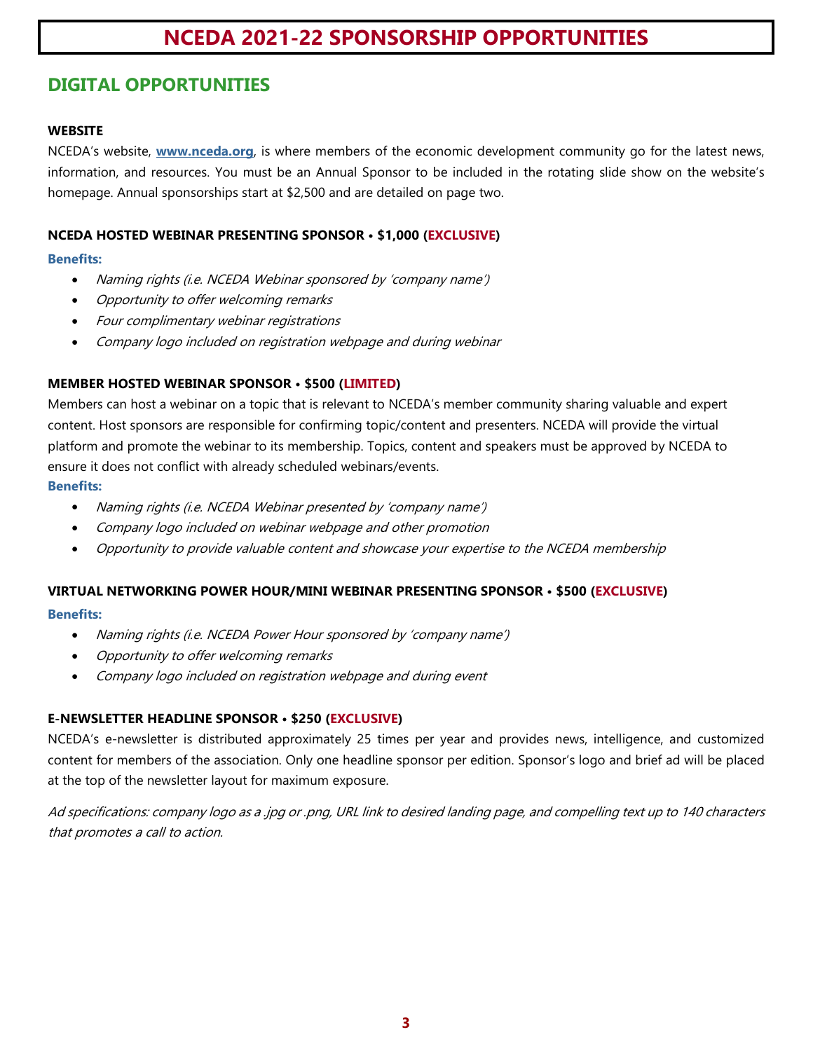# NCEDA 2021-22 SPONSORSHIP OPPORTUNITIES

## DIGITAL OPPORTUNITIES

### WEBSITE

NCEDA's website, **www.nceda.org**, is where members of the economic development community go for the latest news, information, and resources. You must be an Annual Sponsor to be included in the rotating slide show on the website's homepage. Annual sponsorships start at $2,500 and are detailed on page two.

### NCEDA HOSTED WEBINAR PRESENTING SPONSOR • $1,000 (EXCLUSIVE)

**Benefits:**

- *Naming rights (i.e. NCEDA Webinar sponsored by 'company name')*
- *Opportunity to offer welcoming remarks*
- *Four complimentary webinar registrations*
- *Company logo included on registration webpage and during webinar*

### MEMBER HOSTED WEBINAR SPONSOR • $500 (LIMITED)

Members can host a webinar on a topic that is relevant to NCEDA's member community sharing valuable and expert content. Host sponsors are responsible for confirming topic/content and presenters. NCEDA will provide the virtual platform and promote the webinar to its membership. Topics, content and speakers must be approved by NCEDA to ensure it does not conflict with already scheduled webinars/events.

**Benefits:**

- *Naming rights (i.e. NCEDA Webinar presented by 'company name')*
- *Company logo included on webinar webpage and other promotion*
- *Opportunity to provide valuable content and showcase your expertise to the NCEDA membership*

### VIRTUAL NETWORKING POWER HOUR/MINI WEBINAR PRESENTING SPONSOR • $500 (EXCLUSIVE)

**Benefits:**

- *Naming rights (i.e. NCEDA Power Hour sponsored by 'company name')*
- *Opportunity to offer welcoming remarks*
- *Company logo included on registration webpage and during event*

### E-NEWSLETTER HEADLINE SPONSOR • $250 (EXCLUSIVE)

NCEDA's e-newsletter is distributed approximately 25 times per year and provides news, intelligence, and customized content for members of the association. Only one headline sponsor per edition. Sponsor's logo and brief ad will be placed at the top of the newsletter layout for maximum exposure.

*Ad specifications: company logo as a .jpg or .png, URL link to desired landing page, and compelling text up to 140 characters that promotes a call to action.*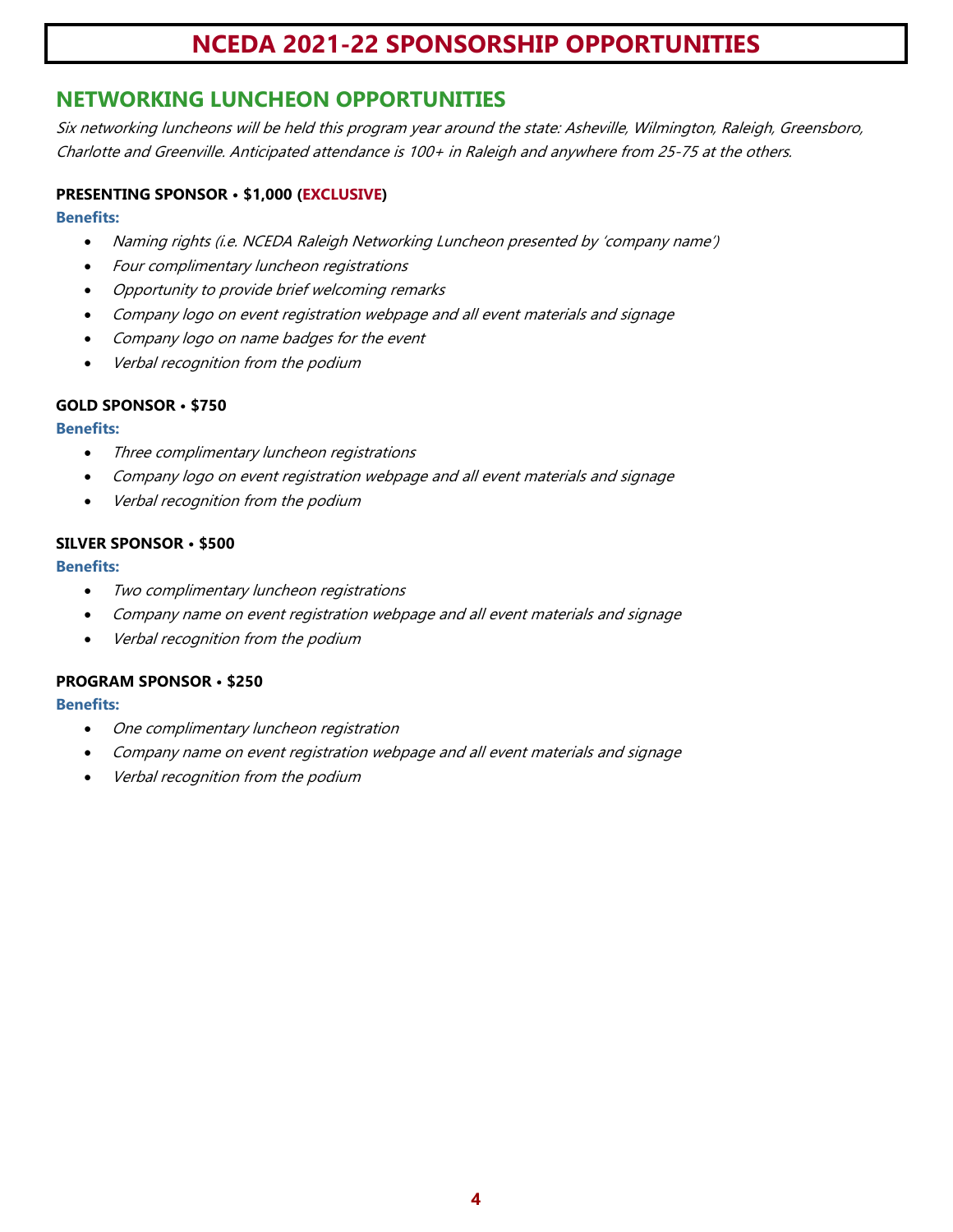# NCEDA 2021-22 SPONSORSHIP OPPORTUNITIES

## NETWORKING LUNCHEON OPPORTUNITIES

*Six networking luncheons will be held this program year around the state: Asheville, Wilmington, Raleigh, Greensboro, Charlotte and Greenville. Anticipated attendance is 100+ in Raleigh and anywhere from 25-75 at the others.*

**PRESENTING SPONSOR • $1,000 (EXCLUSIVE)**

**Benefits:**

- *Naming rights (i.e. NCEDA Raleigh Networking Luncheon presented by 'company name')*
- *Four complimentary luncheon registrations*
- *Opportunity to provide brief welcoming remarks*
- *Company logo on event registration webpage and all event materials and signage*
- *Company logo on name badges for the event*
- *Verbal recognition from the podium*

**GOLD SPONSOR • $750**

**Benefits:**

- *Three complimentary luncheon registrations*
- *Company logo on event registration webpage and all event materials and signage*
- *Verbal recognition from the podium*

**SILVER SPONSOR • $500**

**Benefits:**

- *Two complimentary luncheon registrations*
- *Company name on event registration webpage and all event materials and signage*
- *Verbal recognition from the podium*

**PROGRAM SPONSOR • $250**

**Benefits:**

- *One complimentary luncheon registration*
- *Company name on event registration webpage and all event materials and signage*
- *Verbal recognition from the podium*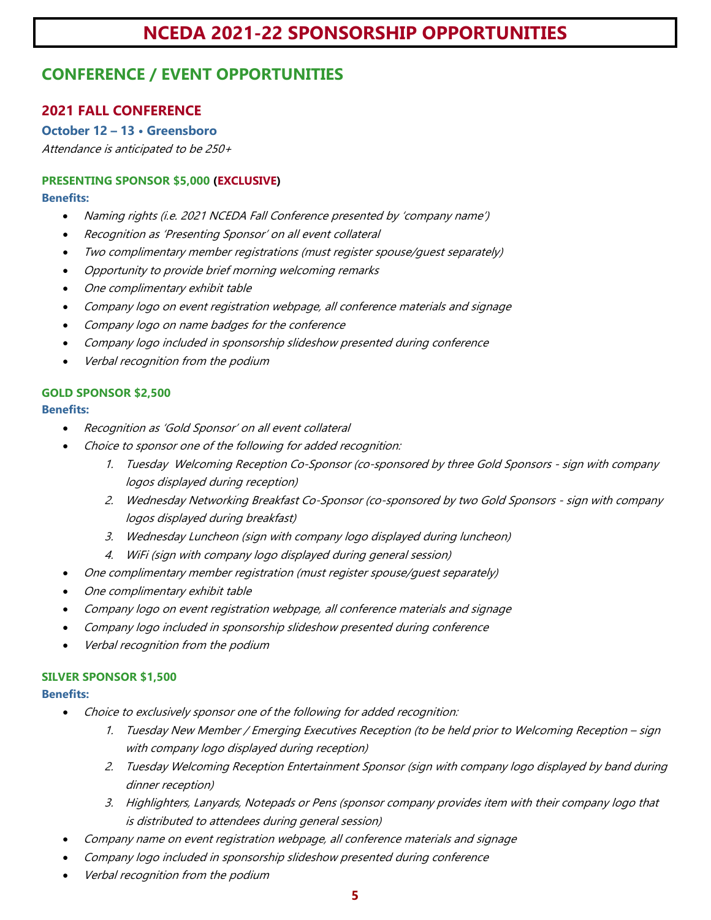# NCEDA 2021-22 SPONSORSHIP OPPORTUNITIES

## CONFERENCE / EVENT OPPORTUNITIES

### 2021 FALL CONFERENCE

**October 12 – 13 • Greensboro**

*Attendance is anticipated to be 250+*

**PRESENTING SPONSOR $5,000 (EXCLUSIVE)**

**Benefits:**

- *Naming rights (i.e. 2021 NCEDA Fall Conference presented by 'company name')*
- *Recognition as 'Presenting Sponsor' on all event collateral*
- *Two complimentary member registrations (must register spouse/guest separately)*
- *Opportunity to provide brief morning welcoming remarks*
- *One complimentary exhibit table*
- *Company logo on event registration webpage, all conference materials and signage*
- *Company logo on name badges for the conference*
- *Company logo included in sponsorship slideshow presented during conference*
- *Verbal recognition from the podium*

**GOLD SPONSOR $2,500**

**Benefits:**

- *Recognition as 'Gold Sponsor' on all event collateral*
- *Choice to sponsor one of the following for added recognition:*
    1. *Tuesday Welcoming Reception Co-Sponsor (co-sponsored by three Gold Sponsors - sign with company logos displayed during reception)*
    2. *Wednesday Networking Breakfast Co-Sponsor (co-sponsored by two Gold Sponsors - sign with company logos displayed during breakfast)*
    3. *Wednesday Luncheon (sign with company logo displayed during luncheon)*
    4. *WiFi (sign with company logo displayed during general session)*
- *One complimentary member registration (must register spouse/guest separately)*
- *One complimentary exhibit table*
- *Company logo on event registration webpage, all conference materials and signage*
- *Company logo included in sponsorship slideshow presented during conference*
- *Verbal recognition from the podium*

**SILVER SPONSOR $1,500**

**Benefits:**

- *Choice to exclusively sponsor one of the following for added recognition:*
    1. *Tuesday New Member / Emerging Executives Reception (to be held prior to Welcoming Reception – sign with company logo displayed during reception)*
    2. *Tuesday Welcoming Reception Entertainment Sponsor (sign with company logo displayed by band during dinner reception)*
    3. *Highlighters, Lanyards, Notepads or Pens (sponsor company provides item with their company logo that is distributed to attendees during general session)*
- *Company name on event registration webpage, all conference materials and signage*
- *Company logo included in sponsorship slideshow presented during conference*
- *Verbal recognition from the podium*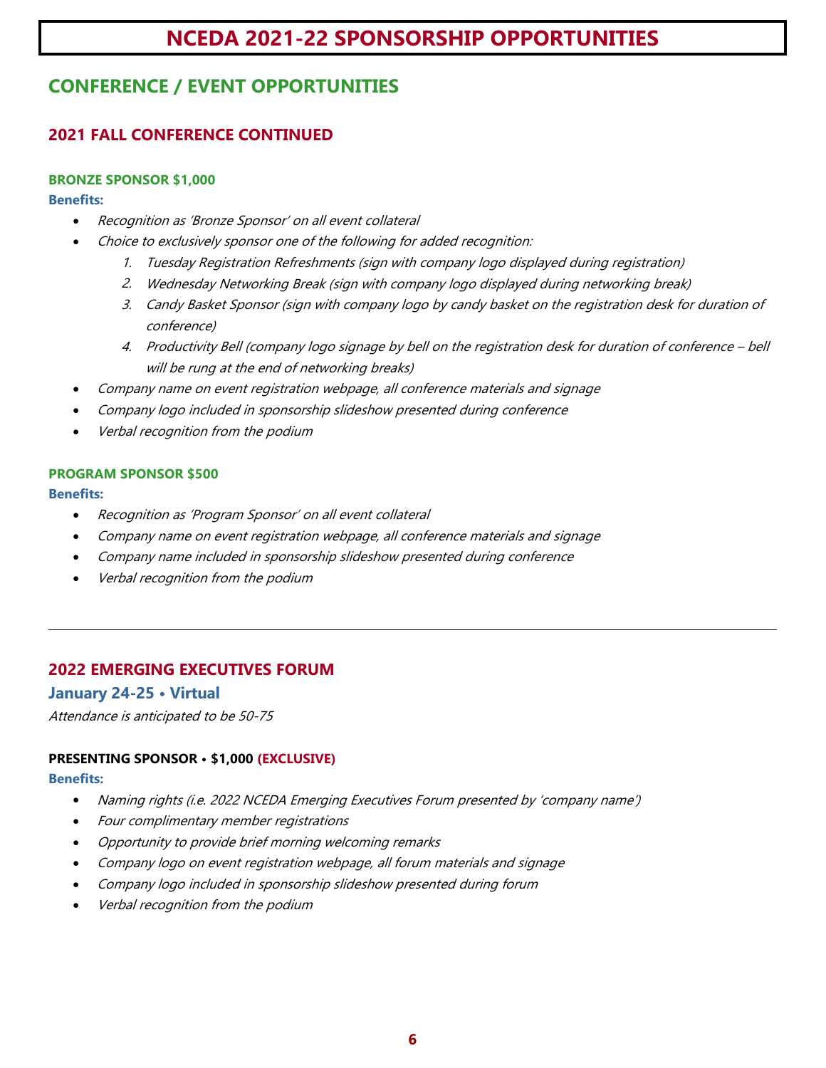# NCEDA 2021-22 SPONSORSHIP OPPORTUNITIES

## CONFERENCE / EVENT OPPORTUNITIES

### 2021 FALL CONFERENCE CONTINUED

**BRONZE SPONSOR $1,000**

**Benefits:**

- *Recognition as 'Bronze Sponsor' on all event collateral*
- *Choice to exclusively sponsor one of the following for added recognition:*
  1. *Tuesday Registration Refreshments (sign with company logo displayed during registration)*
  2. *Wednesday Networking Break (sign with company logo displayed during networking break)*
  3. *Candy Basket Sponsor (sign with company logo by candy basket on the registration desk for duration of conference)*
  4. *Productivity Bell (company logo signage by bell on the registration desk for duration of conference – bell will be rung at the end of networking breaks)*
- *Company name on event registration webpage, all conference materials and signage*
- *Company logo included in sponsorship slideshow presented during conference*
- *Verbal recognition from the podium*

**PROGRAM SPONSOR $500**

**Benefits:**

- *Recognition as 'Program Sponsor' on all event collateral*
- *Company name on event registration webpage, all conference materials and signage*
- *Company name included in sponsorship slideshow presented during conference*
- *Verbal recognition from the podium*

---

### 2022 EMERGING EXECUTIVES FORUM

**January 24-25 • Virtual**

*Attendance is anticipated to be 50-75*

**PRESENTING SPONSOR • $1,000 (EXCLUSIVE)**

**Benefits:**

- *Naming rights (i.e. 2022 NCEDA Emerging Executives Forum presented by 'company name')*
- *Four complimentary member registrations*
- *Opportunity to provide brief morning welcoming remarks*
- *Company logo on event registration webpage, all forum materials and signage*
- *Company logo included in sponsorship slideshow presented during forum*
- *Verbal recognition from the podium*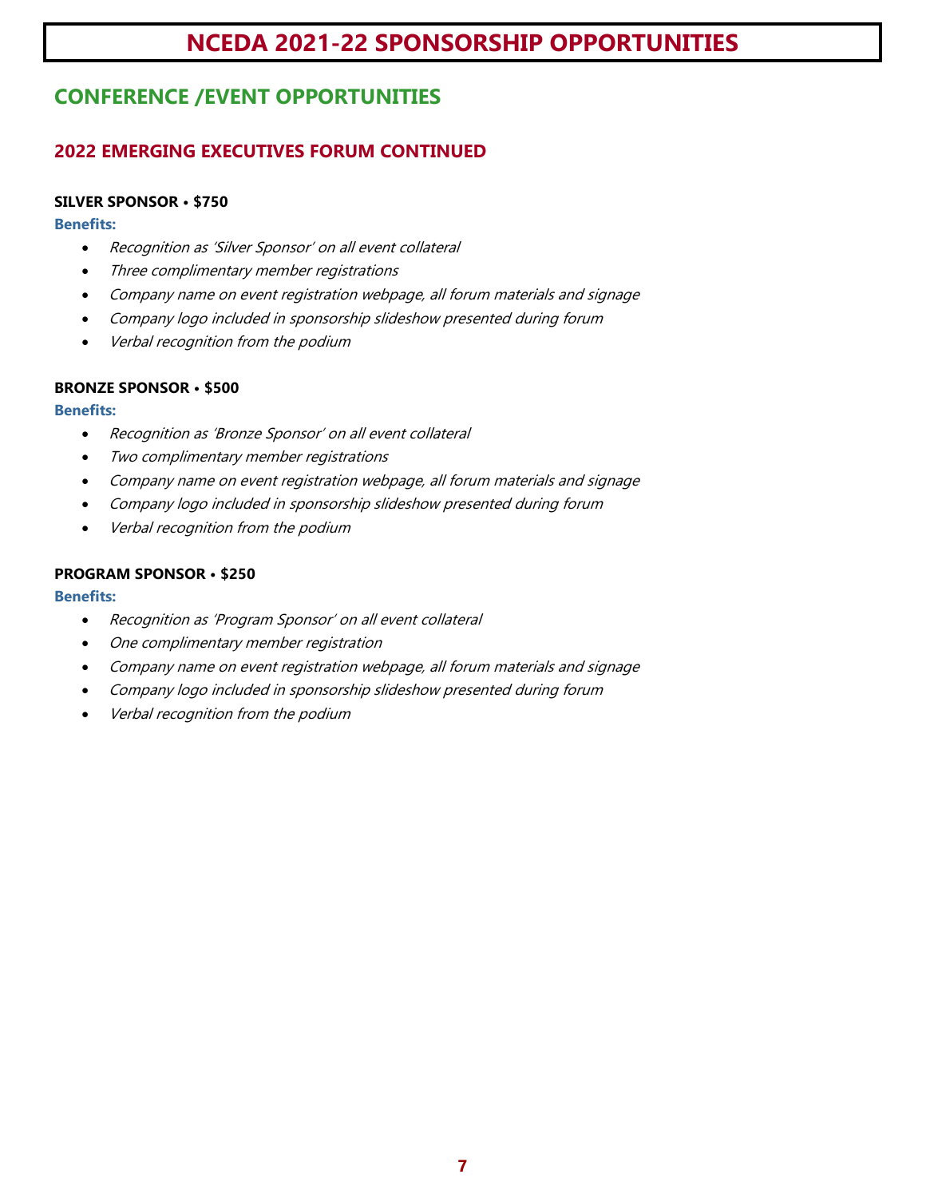# NCEDA 2021-22 SPONSORSHIP OPPORTUNITIES

## CONFERENCE /EVENT OPPORTUNITIES

### 2022 EMERGING EXECUTIVES FORUM CONTINUED

**SILVER SPONSOR • $750**

**Benefits:**

- *Recognition as 'Silver Sponsor' on all event collateral*
- *Three complimentary member registrations*
- *Company name on event registration webpage, all forum materials and signage*
- *Company logo included in sponsorship slideshow presented during forum*
- *Verbal recognition from the podium*

**BRONZE SPONSOR • $500**

**Benefits:**

- *Recognition as 'Bronze Sponsor' on all event collateral*
- *Two complimentary member registrations*
- *Company name on event registration webpage, all forum materials and signage*
- *Company logo included in sponsorship slideshow presented during forum*
- *Verbal recognition from the podium*

**PROGRAM SPONSOR • $250**

**Benefits:**

- *Recognition as 'Program Sponsor' on all event collateral*
- *One complimentary member registration*
- *Company name on event registration webpage, all forum materials and signage*
- *Company logo included in sponsorship slideshow presented during forum*
- *Verbal recognition from the podium*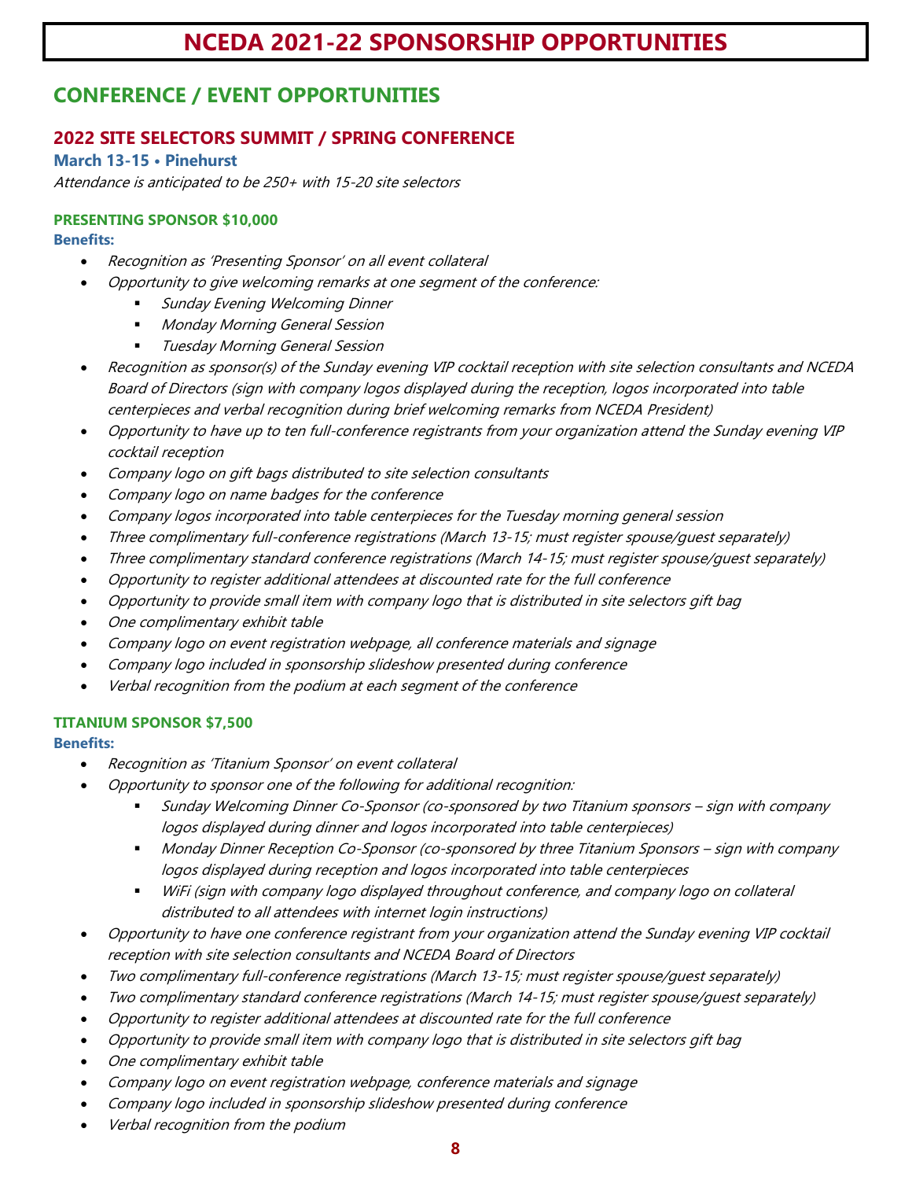# NCEDA 2021-22 SPONSORSHIP OPPORTUNITIES

## CONFERENCE / EVENT OPPORTUNITIES

### 2022 SITE SELECTORS SUMMIT / SPRING CONFERENCE

**March 13-15 • Pinehurst**

*Attendance is anticipated to be 250+ with 15-20 site selectors*

#### PRESENTING SPONSOR $10,000

**Benefits:**

- *Recognition as 'Presenting Sponsor' on all event collateral*
- *Opportunity to give welcoming remarks at one segment of the conference:*
  - *Sunday Evening Welcoming Dinner*
  - *Monday Morning General Session*
  - *Tuesday Morning General Session*
- *Recognition as sponsor(s) of the Sunday evening VIP cocktail reception with site selection consultants and NCEDA Board of Directors (sign with company logos displayed during the reception, logos incorporated into table centerpieces and verbal recognition during brief welcoming remarks from NCEDA President)*
- *Opportunity to have up to ten full-conference registrants from your organization attend the Sunday evening VIP cocktail reception*
- *Company logo on gift bags distributed to site selection consultants*
- *Company logo on name badges for the conference*
- *Company logos incorporated into table centerpieces for the Tuesday morning general session*
- *Three complimentary full-conference registrations (March 13-15; must register spouse/guest separately)*
- *Three complimentary standard conference registrations (March 14-15; must register spouse/guest separately)*
- *Opportunity to register additional attendees at discounted rate for the full conference*
- *Opportunity to provide small item with company logo that is distributed in site selectors gift bag*
- *One complimentary exhibit table*
- *Company logo on event registration webpage, all conference materials and signage*
- *Company logo included in sponsorship slideshow presented during conference*
- *Verbal recognition from the podium at each segment of the conference*

#### TITANIUM SPONSOR $7,500

**Benefits:**

- *Recognition as 'Titanium Sponsor' on event collateral*
- *Opportunity to sponsor one of the following for additional recognition:*
  - *Sunday Welcoming Dinner Co-Sponsor (co-sponsored by two Titanium sponsors – sign with company logos displayed during dinner and logos incorporated into table centerpieces)*
  - *Monday Dinner Reception Co-Sponsor (co-sponsored by three Titanium Sponsors – sign with company logos displayed during reception and logos incorporated into table centerpieces*
  - *WiFi (sign with company logo displayed throughout conference, and company logo on collateral distributed to all attendees with internet login instructions)*
- *Opportunity to have one conference registrant from your organization attend the Sunday evening VIP cocktail reception with site selection consultants and NCEDA Board of Directors*
- *Two complimentary full-conference registrations (March 13-15; must register spouse/guest separately)*
- *Two complimentary standard conference registrations (March 14-15; must register spouse/guest separately)*
- *Opportunity to register additional attendees at discounted rate for the full conference*
- *Opportunity to provide small item with company logo that is distributed in site selectors gift bag*
- *One complimentary exhibit table*
- *Company logo on event registration webpage, conference materials and signage*
- *Company logo included in sponsorship slideshow presented during conference*
- *Verbal recognition from the podium*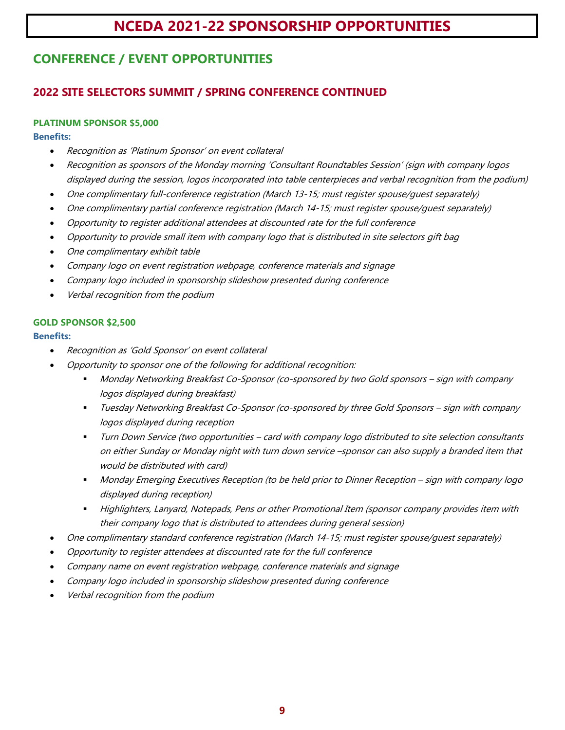# NCEDA 2021-22 SPONSORSHIP OPPORTUNITIES

## CONFERENCE / EVENT OPPORTUNITIES

### 2022 SITE SELECTORS SUMMIT / SPRING CONFERENCE CONTINUED

**PLATINUM SPONSOR $5,000**

**Benefits:**

- *Recognition as 'Platinum Sponsor' on event collateral*
- *Recognition as sponsors of the Monday morning 'Consultant Roundtables Session' (sign with company logos displayed during the session, logos incorporated into table centerpieces and verbal recognition from the podium)*
- *One complimentary full-conference registration (March 13-15; must register spouse/guest separately)*
- *One complimentary partial conference registration (March 14-15; must register spouse/guest separately)*
- *Opportunity to register additional attendees at discounted rate for the full conference*
- *Opportunity to provide small item with company logo that is distributed in site selectors gift bag*
- *One complimentary exhibit table*
- *Company logo on event registration webpage, conference materials and signage*
- *Company logo included in sponsorship slideshow presented during conference*
- *Verbal recognition from the podium*

**GOLD SPONSOR $2,500**

**Benefits:**

- *Recognition as 'Gold Sponsor' on event collateral*
- *Opportunity to sponsor one of the following for additional recognition:*
  - *Monday Networking Breakfast Co-Sponsor (co-sponsored by two Gold sponsors – sign with company logos displayed during breakfast)*
  - *Tuesday Networking Breakfast Co-Sponsor (co-sponsored by three Gold Sponsors – sign with company logos displayed during reception*
  - *Turn Down Service (two opportunities – card with company logo distributed to site selection consultants on either Sunday or Monday night with turn down service –sponsor can also supply a branded item that would be distributed with card)*
  - *Monday Emerging Executives Reception (to be held prior to Dinner Reception – sign with company logo displayed during reception)*
  - *Highlighters, Lanyard, Notepads, Pens or other Promotional Item (sponsor company provides item with their company logo that is distributed to attendees during general session)*
- *One complimentary standard conference registration (March 14-15; must register spouse/guest separately)*
- *Opportunity to register attendees at discounted rate for the full conference*
- *Company name on event registration webpage, conference materials and signage*
- *Company logo included in sponsorship slideshow presented during conference*
- *Verbal recognition from the podium*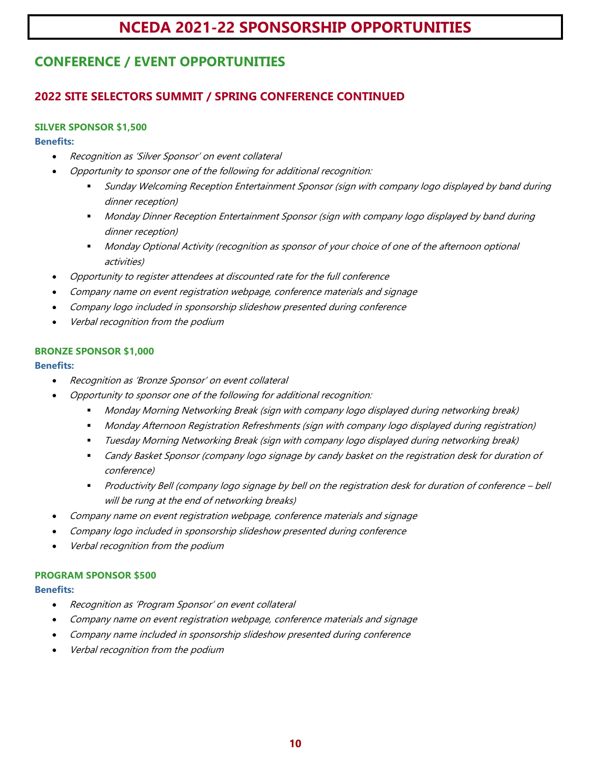# NCEDA 2021-22 SPONSORSHIP OPPORTUNITIES

## CONFERENCE / EVENT OPPORTUNITIES

### 2022 SITE SELECTORS SUMMIT / SPRING CONFERENCE CONTINUED

**SILVER SPONSOR $1,500**

**Benefits:**

- *Recognition as 'Silver Sponsor' on event collateral*
- *Opportunity to sponsor one of the following for additional recognition:*
  - *Sunday Welcoming Reception Entertainment Sponsor (sign with company logo displayed by band during dinner reception)*
  - *Monday Dinner Reception Entertainment Sponsor (sign with company logo displayed by band during dinner reception)*
  - *Monday Optional Activity (recognition as sponsor of your choice of one of the afternoon optional activities)*
- *Opportunity to register attendees at discounted rate for the full conference*
- *Company name on event registration webpage, conference materials and signage*
- *Company logo included in sponsorship slideshow presented during conference*
- *Verbal recognition from the podium*

**BRONZE SPONSOR $1,000**

**Benefits:**

- *Recognition as 'Bronze Sponsor' on event collateral*
- *Opportunity to sponsor one of the following for additional recognition:*
  - *Monday Morning Networking Break (sign with company logo displayed during networking break)*
  - *Monday Afternoon Registration Refreshments (sign with company logo displayed during registration)*
  - *Tuesday Morning Networking Break (sign with company logo displayed during networking break)*
  - *Candy Basket Sponsor (company logo signage by candy basket on the registration desk for duration of conference)*
  - *Productivity Bell (company logo signage by bell on the registration desk for duration of conference – bell will be rung at the end of networking breaks)*
- *Company name on event registration webpage, conference materials and signage*
- *Company logo included in sponsorship slideshow presented during conference*
- *Verbal recognition from the podium*

**PROGRAM SPONSOR $500**

**Benefits:**

- *Recognition as 'Program Sponsor' on event collateral*
- *Company name on event registration webpage, conference materials and signage*
- *Company name included in sponsorship slideshow presented during conference*
- *Verbal recognition from the podium*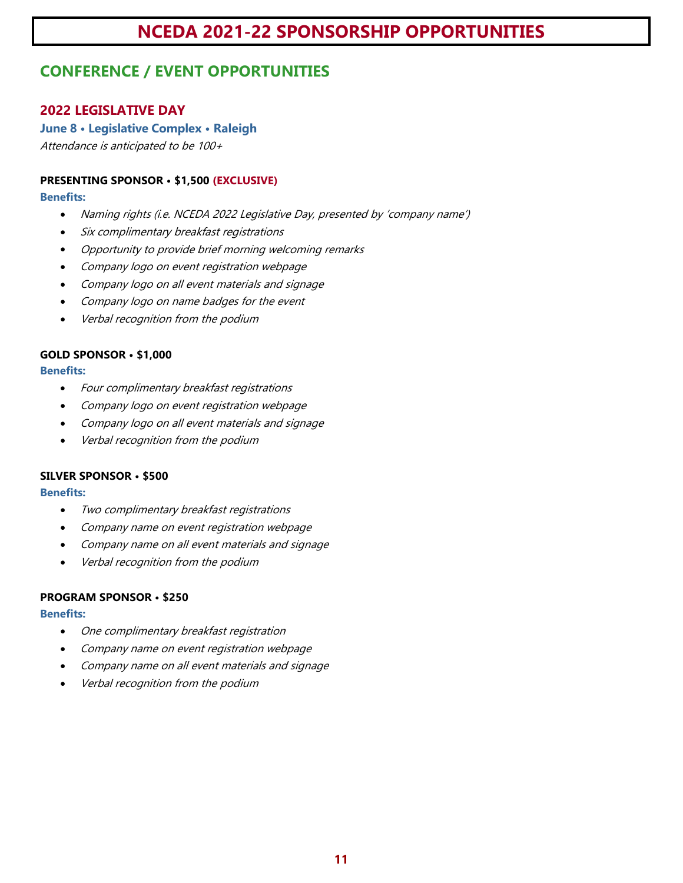# NCEDA 2021-22 SPONSORSHIP OPPORTUNITIES

## CONFERENCE / EVENT OPPORTUNITIES

### 2022 LEGISLATIVE DAY

**June 8 • Legislative Complex • Raleigh**

*Attendance is anticipated to be 100+*

**PRESENTING SPONSOR • $1,500 (EXCLUSIVE)**

**Benefits:**

- *Naming rights (i.e. NCEDA 2022 Legislative Day, presented by 'company name')*
- *Six complimentary breakfast registrations*
- *Opportunity to provide brief morning welcoming remarks*
- *Company logo on event registration webpage*
- *Company logo on all event materials and signage*
- *Company logo on name badges for the event*
- *Verbal recognition from the podium*

**GOLD SPONSOR • $1,000**

**Benefits:**

- *Four complimentary breakfast registrations*
- *Company logo on event registration webpage*
- *Company logo on all event materials and signage*
- *Verbal recognition from the podium*

**SILVER SPONSOR • $500**

**Benefits:**

- *Two complimentary breakfast registrations*
- *Company name on event registration webpage*
- *Company name on all event materials and signage*
- *Verbal recognition from the podium*

**PROGRAM SPONSOR • $250**

**Benefits:**

- *One complimentary breakfast registration*
- *Company name on event registration webpage*
- *Company name on all event materials and signage*
- *Verbal recognition from the podium*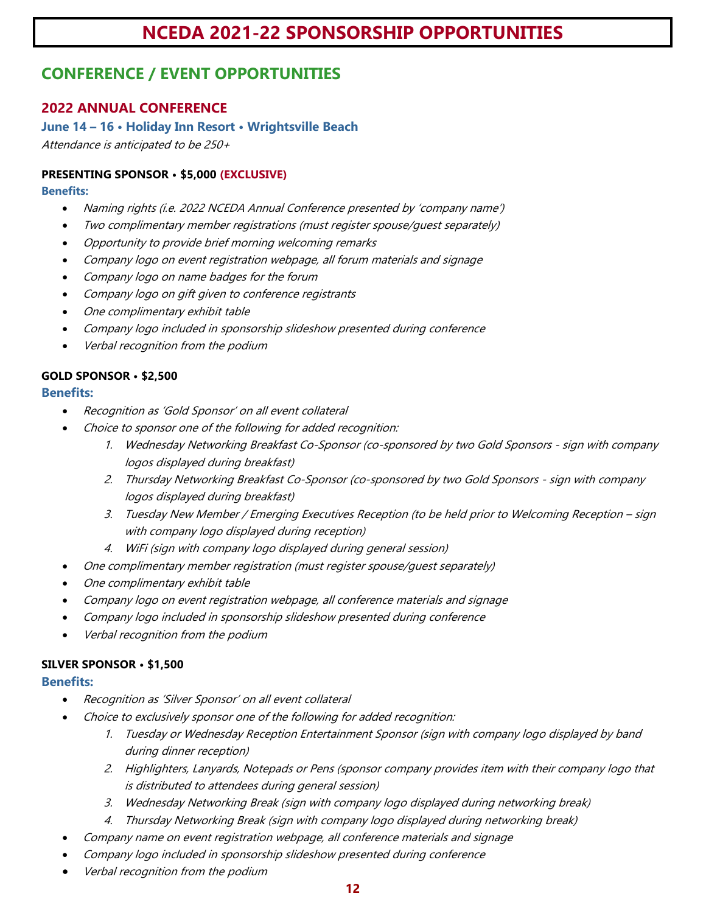# NCEDA 2021-22 SPONSORSHIP OPPORTUNITIES

## CONFERENCE / EVENT OPPORTUNITIES

### 2022 ANNUAL CONFERENCE

**June 14 – 16 • Holiday Inn Resort • Wrightsville Beach**

*Attendance is anticipated to be 250+*

**PRESENTING SPONSOR • $5,000 (EXCLUSIVE)**

**Benefits:**

- *Naming rights (i.e. 2022 NCEDA Annual Conference presented by 'company name')*
- *Two complimentary member registrations (must register spouse/guest separately)*
- *Opportunity to provide brief morning welcoming remarks*
- *Company logo on event registration webpage, all forum materials and signage*
- *Company logo on name badges for the forum*
- *Company logo on gift given to conference registrants*
- *One complimentary exhibit table*
- *Company logo included in sponsorship slideshow presented during conference*
- *Verbal recognition from the podium*

**GOLD SPONSOR • $2,500**

**Benefits:**

- *Recognition as 'Gold Sponsor' on all event collateral*
- *Choice to sponsor one of the following for added recognition:*
    1. *Wednesday Networking Breakfast Co-Sponsor (co-sponsored by two Gold Sponsors - sign with company logos displayed during breakfast)*
    2. *Thursday Networking Breakfast Co-Sponsor (co-sponsored by two Gold Sponsors - sign with company logos displayed during breakfast)*
    3. *Tuesday New Member / Emerging Executives Reception (to be held prior to Welcoming Reception – sign with company logo displayed during reception)*
    4. *WiFi (sign with company logo displayed during general session)*
- *One complimentary member registration (must register spouse/guest separately)*
- *One complimentary exhibit table*
- *Company logo on event registration webpage, all conference materials and signage*
- *Company logo included in sponsorship slideshow presented during conference*
- *Verbal recognition from the podium*

**SILVER SPONSOR • $1,500**

**Benefits:**

- *Recognition as 'Silver Sponsor' on all event collateral*
- *Choice to exclusively sponsor one of the following for added recognition:*
    1. *Tuesday or Wednesday Reception Entertainment Sponsor (sign with company logo displayed by band during dinner reception)*
    2. *Highlighters, Lanyards, Notepads or Pens (sponsor company provides item with their company logo that is distributed to attendees during general session)*
    3. *Wednesday Networking Break (sign with company logo displayed during networking break)*
    4. *Thursday Networking Break (sign with company logo displayed during networking break)*
- *Company name on event registration webpage, all conference materials and signage*
- *Company logo included in sponsorship slideshow presented during conference*
- *Verbal recognition from the podium*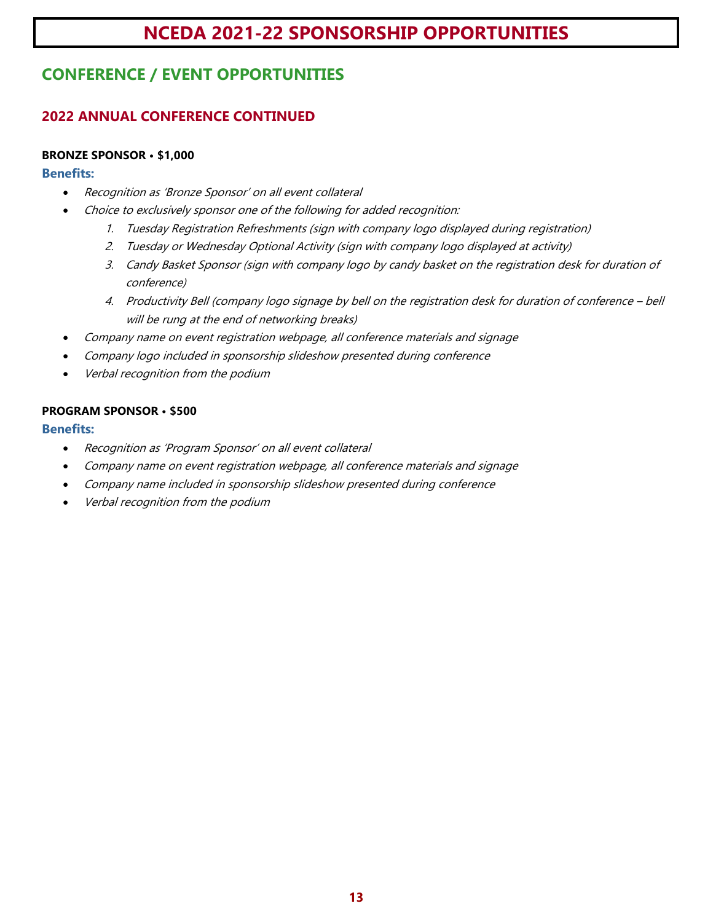# NCEDA 2021-22 SPONSORSHIP OPPORTUNITIES

## CONFERENCE / EVENT OPPORTUNITIES

### 2022 ANNUAL CONFERENCE CONTINUED

**BRONZE SPONSOR • $1,000**

**Benefits:**

- *Recognition as 'Bronze Sponsor' on all event collateral*
- *Choice to exclusively sponsor one of the following for added recognition:*
  1. *Tuesday Registration Refreshments (sign with company logo displayed during registration)*
  2. *Tuesday or Wednesday Optional Activity (sign with company logo displayed at activity)*
  3. *Candy Basket Sponsor (sign with company logo by candy basket on the registration desk for duration of conference)*
  4. *Productivity Bell (company logo signage by bell on the registration desk for duration of conference – bell will be rung at the end of networking breaks)*
- *Company name on event registration webpage, all conference materials and signage*
- *Company logo included in sponsorship slideshow presented during conference*
- *Verbal recognition from the podium*

**PROGRAM SPONSOR • $500**

**Benefits:**

- *Recognition as 'Program Sponsor' on all event collateral*
- *Company name on event registration webpage, all conference materials and signage*
- *Company name included in sponsorship slideshow presented during conference*
- *Verbal recognition from the podium*